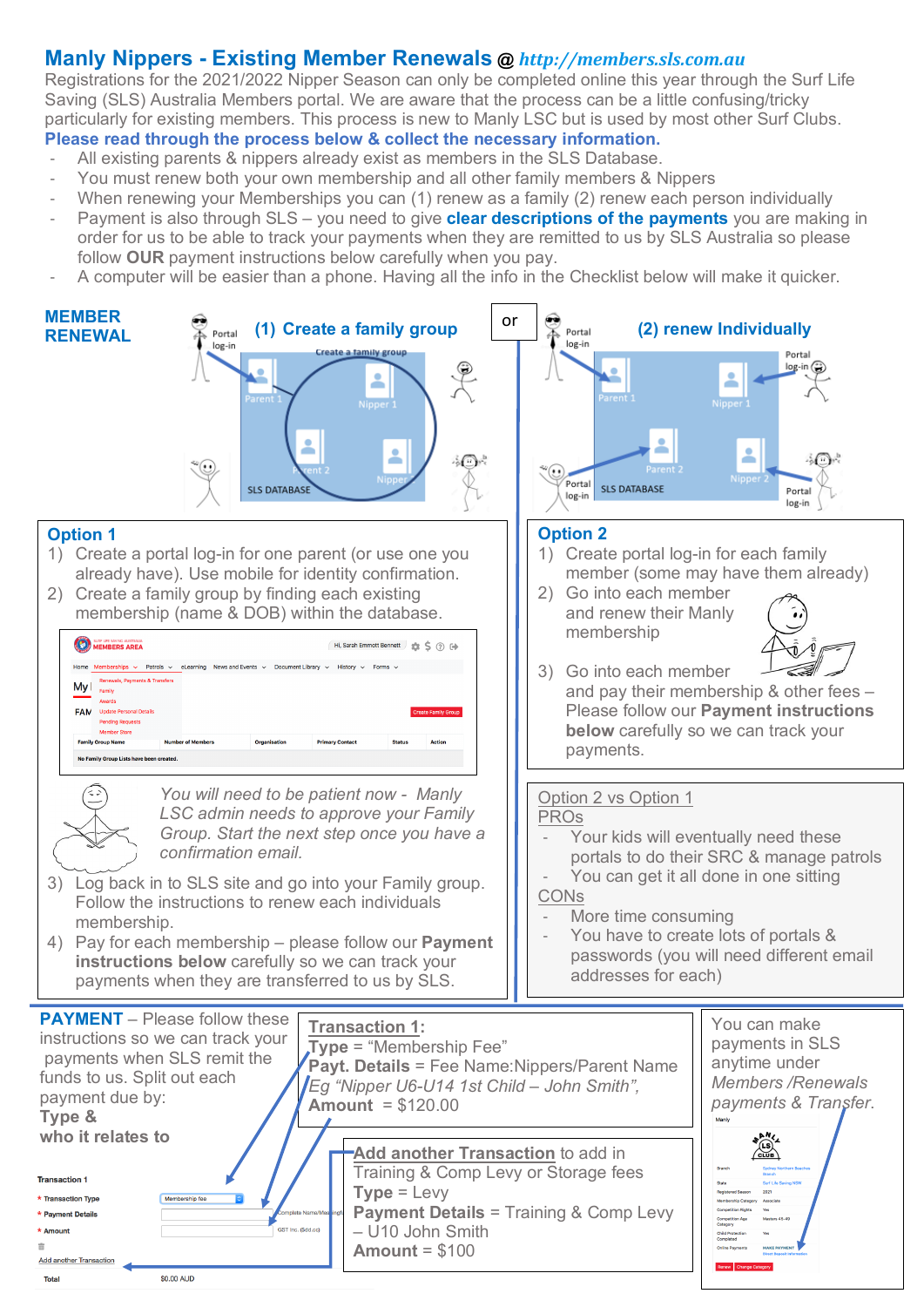# Manly Nippers - Existing Member Renewals @ *http://members.sls.com.au*

Registrations for the 2021/2022 Nipper Season can only be completed online this year through the Surf Life Saving (SLS) Australia Members portal. We are aware that the process can be a little confusing/tricky particularly for existing members. This process is new to Manly LSC but is used by most other Surf Clubs.

**Please read through the process below & collect the necessary information.**

- All existing parents & nippers already exist as members in the SLS Database.
- You must renew both your own membership and all other family members & Nippers
- When renewing your Memberships you can (1) renew as a family (2) renew each person individually
- Payment is also through SLS – you need to give **clear descriptions of the payments** you are making in order for us to be able to track your payments when they are remitted to us by SLS Australia so please follow **OUR** payment instructions below carefully when you pay.
- A computer will be easier than a phone. Having all the info in the Checklist below will make it quicker.

## MEMBER RENEWAL

**(1) Create a family group** or **(2) renew Individually**

### Option 1

1) Create a portal log-in for one parent (or use one you already have). Use mobile for identity confirmation.
2) Create a family group by finding each existing membership (name & DOB) within the database.

*You will need to be patient now - Manly LSC admin needs to approve your Family Group. Start the next step once you have a confirmation email.*

3) Log back in to SLS site and go into your Family group. Follow the instructions to renew each individuals membership.
4) Pay for each membership – please follow our **Payment instructions below** carefully so we can track your payments when they are transferred to us by SLS.

### Option 2

1) Create portal log-in for each family member (some may have them already)
2) Go into each member and renew their Manly membership
3) Go into each member and pay their membership & other fees – Please follow our **Payment instructions below** carefully so we can track your payments.

### Option 2 vs Option 1

**PROs**

- Your kids will eventually need these portals to do their SRC & manage patrols
- You can get it all done in one sitting

**CONs**

- More time consuming
- You have to create lots of portals & passwords (you will need different email addresses for each)

## PAYMENT

**PAYMENT** – Please follow these instructions so we can track your payments when SLS remit the funds to us. Split out each payment due by: **Type & who it relates to**

**Transaction 1:**
**Type** = "Membership Fee"
**Payt. Details** = Fee Name:Nippers/Parent Name
*Eg "Nipper U6-U14 1st Child – John Smith",*
**Amount** = $120.00

**Add another Transaction** to add in Training & Comp Levy or Storage fees
**Type** = Levy
**Payment Details** = Training & Comp Levy – U10 John Smith
**Amount** = $100

You can make payments in SLS anytime under *Members /Renewals payments & Transfer.*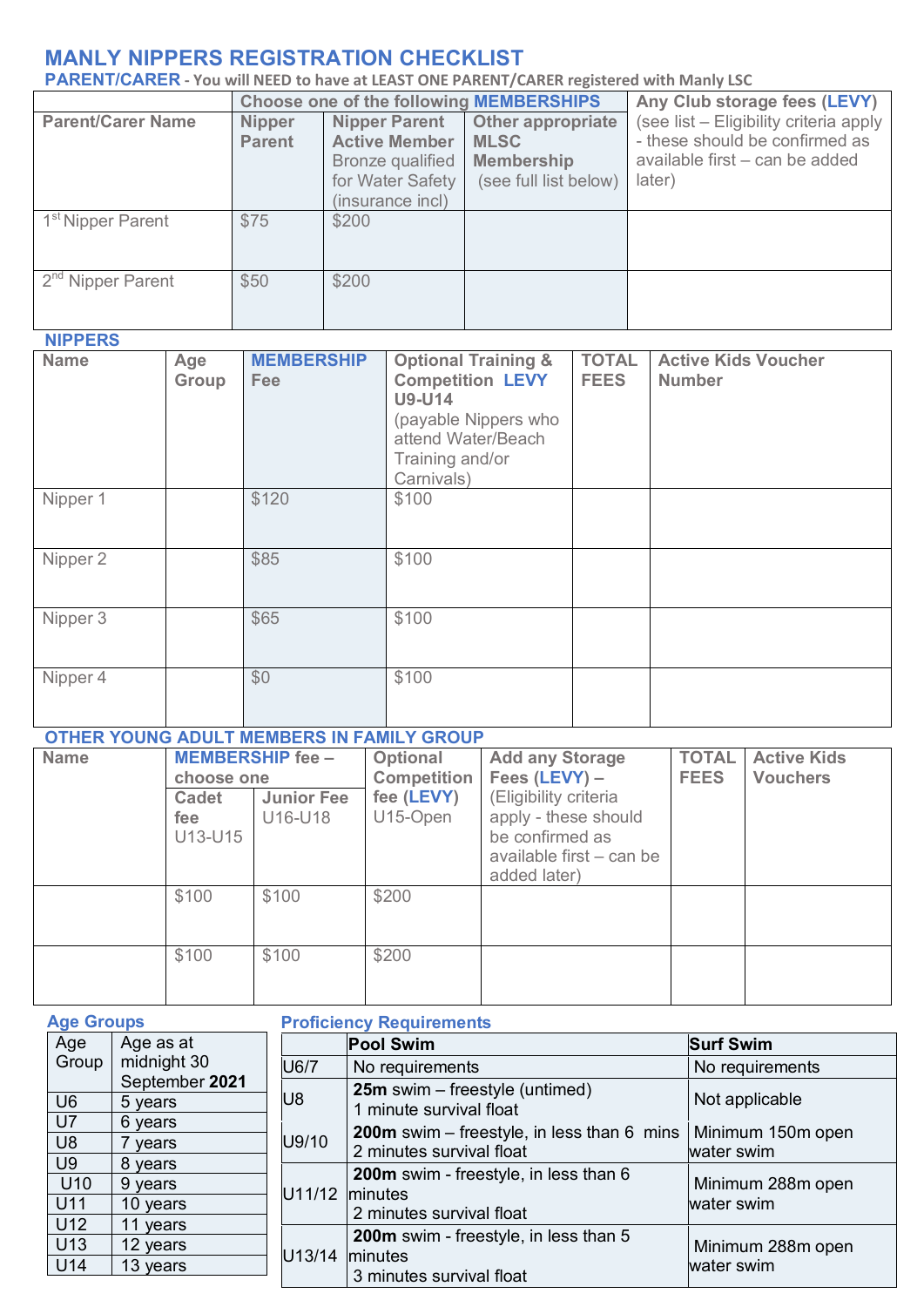# MANLY NIPPERS REGISTRATION CHECKLIST

## PARENT/CARER - You will NEED to have at LEAST ONE PARENT/CARER registered with Manly LSC

| Parent/Carer Name | Choose one of the following MEMBERSHIPS | | | Any Club storage fees (LEVY) (see list – Eligibility criteria apply - these should be confirmed as available first – can be added later) |
|---|---|---|---|---|
| | Nipper Parent | Nipper Parent Active Member Bronze qualified for Water Safety (insurance incl) | Other appropriate MLSC Membership (see full list below) | |
| 1st Nipper Parent | $75 | $200 | | |
| 2nd Nipper Parent | $50 | $200 | | |

## NIPPERS

| Name | Age Group | MEMBERSHIP Fee | Optional Training & Competition LEVY U9-U14 (payable Nippers who attend Water/Beach Training and/or Carnivals) | TOTAL FEES | Active Kids Voucher Number |
|---|---|---|---|---|---|
| Nipper 1 | | $120 | $100 | | |
| Nipper 2 | | $85 | $100 | | |
| Nipper 3 | | $65 | $100 | | |
| Nipper 4 | | $0 | $100 | | |

## OTHER YOUNG ADULT MEMBERS IN FAMILY GROUP

| Name | MEMBERSHIP fee – choose one | | Optional Competition fee (LEVY) U15-Open | Add any Storage Fees (LEVY) – (Eligibility criteria apply - these should be confirmed as available first – can be added later) | TOTAL FEES | Active Kids Vouchers |
|---|---|---|---|---|---|---|
| | Cadet fee U13-U15 | Junior Fee U16-U18 | | | | |
| | $100 | $100 | $200 | | | |
| | $100 | $100 | $200 | | | |

## Age Groups

| Age Group | Age as at midnight 30 September **2021** |
|---|---|
| U6 | 5 years |
| U7 | 6 years |
| U8 | 7 years |
| U9 | 8 years |
| U10 | 9 years |
| U11 | 10 years |
| U12 | 11 years |
| U13 | 12 years |
| U14 | 13 years |

## Proficiency Requirements

| | Pool Swim | Surf Swim |
|---|---|---|
| U6/7 | No requirements | No requirements |
| U8 | **25m** swim – freestyle (untimed)<br>1 minute survival float | Not applicable |
| U9/10 | **200m** swim – freestyle, in less than 6 mins<br>2 minutes survival float | Minimum 150m open water swim |
| U11/12 | **200m** swim - freestyle, in less than 6 minutes<br>2 minutes survival float | Minimum 288m open water swim |
| U13/14 | **200m** swim - freestyle, in less than 5 minutes<br>3 minutes survival float | Minimum 288m open water swim |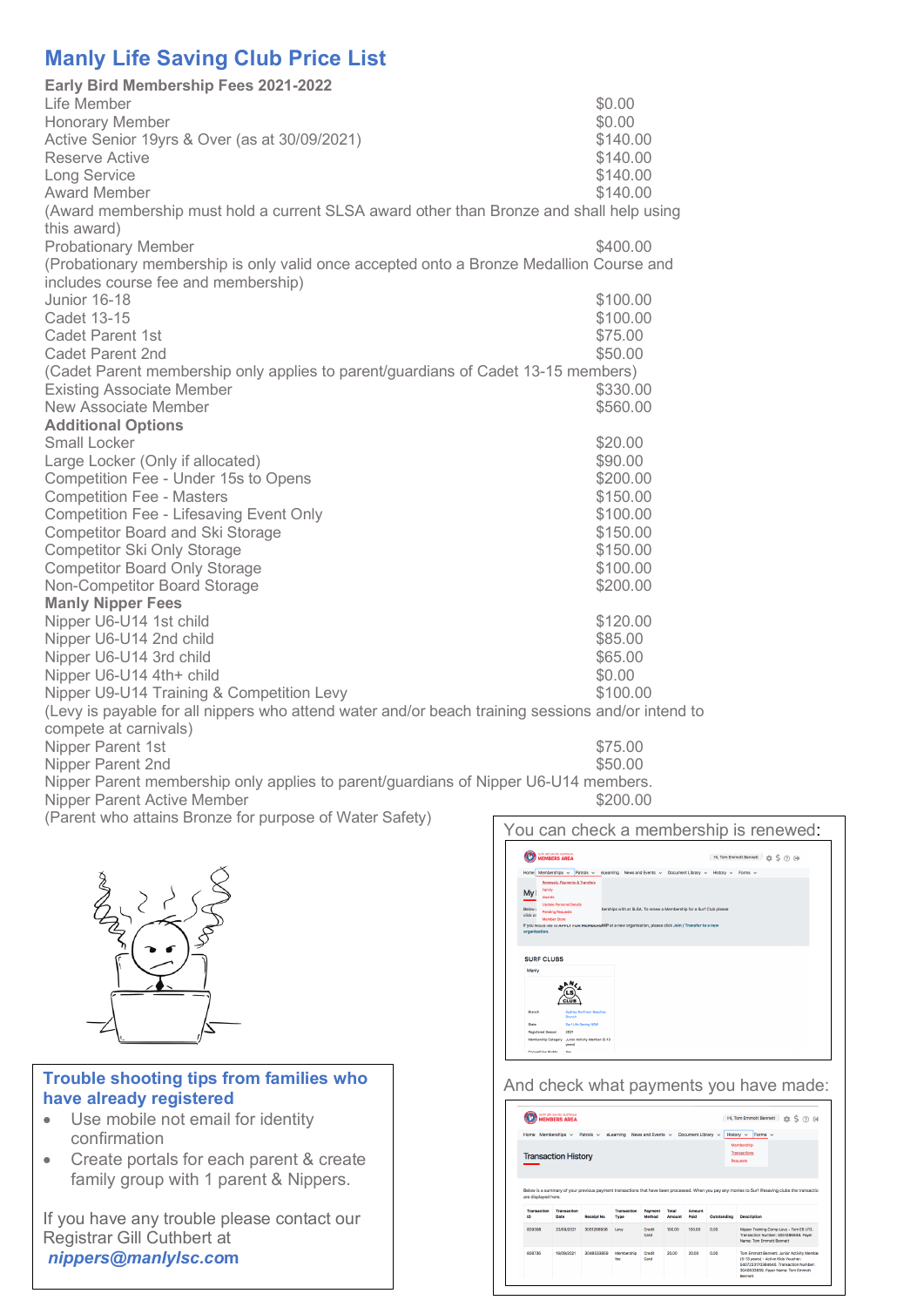# Manly Life Saving Club Price List

| | |
|---|---|
| **Early Bird Membership Fees 2021-2022** | |
| Life Member | $0.00 |
| Honorary Member | $0.00 |
| Active Senior 19yrs & Over (as at 30/09/2021) | $140.00 |
| Reserve Active | $140.00 |
| Long Service | $140.00 |
| Award Member | $140.00 |
| (Award membership must hold a current SLSA award other than Bronze and shall help using this award) | |
| Probationary Member | $400.00 |
| (Probationary membership is only valid once accepted onto a Bronze Medallion Course and includes course fee and membership) | |
| Junior 16-18 | $100.00 |
| Cadet 13-15 | $100.00 |
| Cadet Parent 1st | $75.00 |
| Cadet Parent 2nd | $50.00 |
| (Cadet Parent membership only applies to parent/guardians of Cadet 13-15 members) | |
| Existing Associate Member | $330.00 |
| New Associate Member | $560.00 |
| **Additional Options** | |
| Small Locker | $20.00 |
| Large Locker (Only if allocated) | $90.00 |
| Competition Fee - Under 15s to Opens | $200.00 |
| Competition Fee - Masters | $150.00 |
| Competition Fee - Lifesaving Event Only | $100.00 |
| Competitor Board and Ski Storage | $150.00 |
| Competitor Ski Only Storage | $150.00 |
| Competitor Board Only Storage | $100.00 |
| Non-Competitor Board Storage | $200.00 |
| **Manly Nipper Fees** | |
| Nipper U6-U14 1st child | $120.00 |
| Nipper U6-U14 2nd child | $85.00 |
| Nipper U6-U14 3rd child | $65.00 |
| Nipper U6-U14 4th+ child | $0.00 |
| Nipper U9-U14 Training & Competition Levy | $100.00 |
| (Levy is payable for all nippers who attend water and/or beach training sessions and/or intend to compete at carnivals) | |
| Nipper Parent 1st | $75.00 |
| Nipper Parent 2nd | $50.00 |
| Nipper Parent membership only applies to parent/guardians of Nipper U6-U14 members. | |
| Nipper Parent Active Member | $200.00 |
| (Parent who attains Bronze for purpose of Water Safety) | |

### Trouble shooting tips from families who have already registered

- Use mobile not email for identity confirmation
- Create portals for each parent & create family group with 1 parent & Nippers.

If you have any trouble please contact our Registrar Gill Cuthbert at ***nippers@manlylsc.com***

You can check a membership is renewed:

And check what payments you have made: